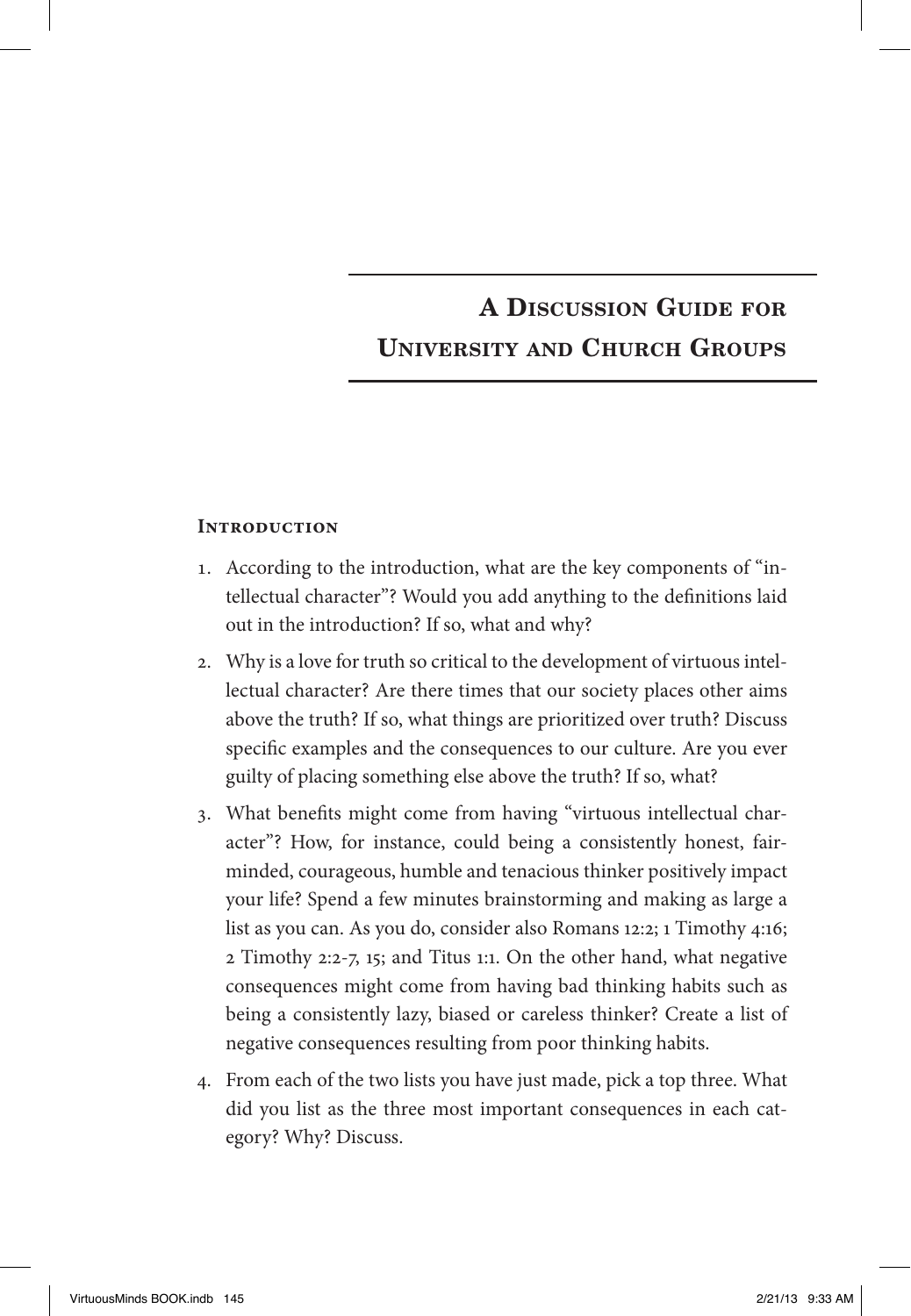# A Discussion Guide for University and Church Groups

## Introduction

1. According to the introduction, what are the key components of "intellectual character"? Would you add anything to the definitions laid out in the introduction? If so, what and why?
2. Why is a love for truth so critical to the development of virtuous intellectual character? Are there times that our society places other aims above the truth? If so, what things are prioritized over truth? Discuss specific examples and the consequences to our culture. Are you ever guilty of placing something else above the truth? If so, what?
3. What benefits might come from having "virtuous intellectual character"? How, for instance, could being a consistently honest, fair-minded, courageous, humble and tenacious thinker positively impact your life? Spend a few minutes brainstorming and making as large a list as you can. As you do, consider also Romans 12:2; 1 Timothy 4:16; 2 Timothy 2:2-7, 15; and Titus 1:1. On the other hand, what negative consequences might come from having bad thinking habits such as being a consistently lazy, biased or careless thinker? Create a list of negative consequences resulting from poor thinking habits.
4. From each of the two lists you have just made, pick a top three. What did you list as the three most important consequences in each category? Why? Discuss.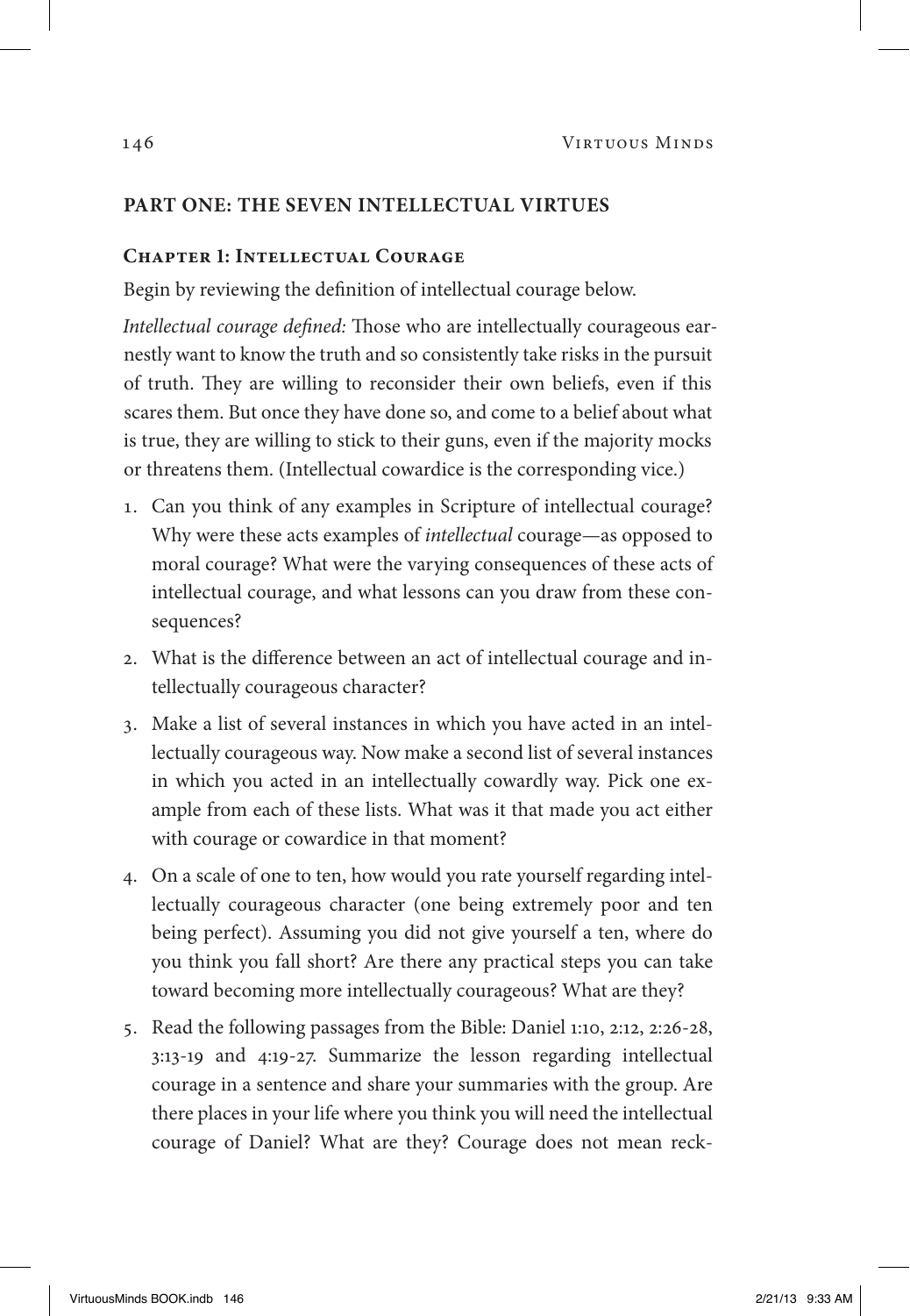## PART ONE: THE SEVEN INTELLECTUAL VIRTUES

### Chapter 1: Intellectual Courage

Begin by reviewing the definition of intellectual courage below.

*Intellectual courage defined:* Those who are intellectually courageous earnestly want to know the truth and so consistently take risks in the pursuit of truth. They are willing to reconsider their own beliefs, even if this scares them. But once they have done so, and come to a belief about what is true, they are willing to stick to their guns, even if the majority mocks or threatens them. (Intellectual cowardice is the corresponding vice.)

1. Can you think of any examples in Scripture of intellectual courage? Why were these acts examples of *intellectual* courage—as opposed to moral courage? What were the varying consequences of these acts of intellectual courage, and what lessons can you draw from these consequences?
2. What is the difference between an act of intellectual courage and intellectually courageous character?
3. Make a list of several instances in which you have acted in an intellectually courageous way. Now make a second list of several instances in which you acted in an intellectually cowardly way. Pick one example from each of these lists. What was it that made you act either with courage or cowardice in that moment?
4. On a scale of one to ten, how would you rate yourself regarding intellectually courageous character (one being extremely poor and ten being perfect). Assuming you did not give yourself a ten, where do you think you fall short? Are there any practical steps you can take toward becoming more intellectually courageous? What are they?
5. Read the following passages from the Bible: Daniel 1:10, 2:12, 2:26-28, 3:13-19 and 4:19-27. Summarize the lesson regarding intellectual courage in a sentence and share your summaries with the group. Are there places in your life where you think you will need the intellectual courage of Daniel? What are they? Courage does not mean reck-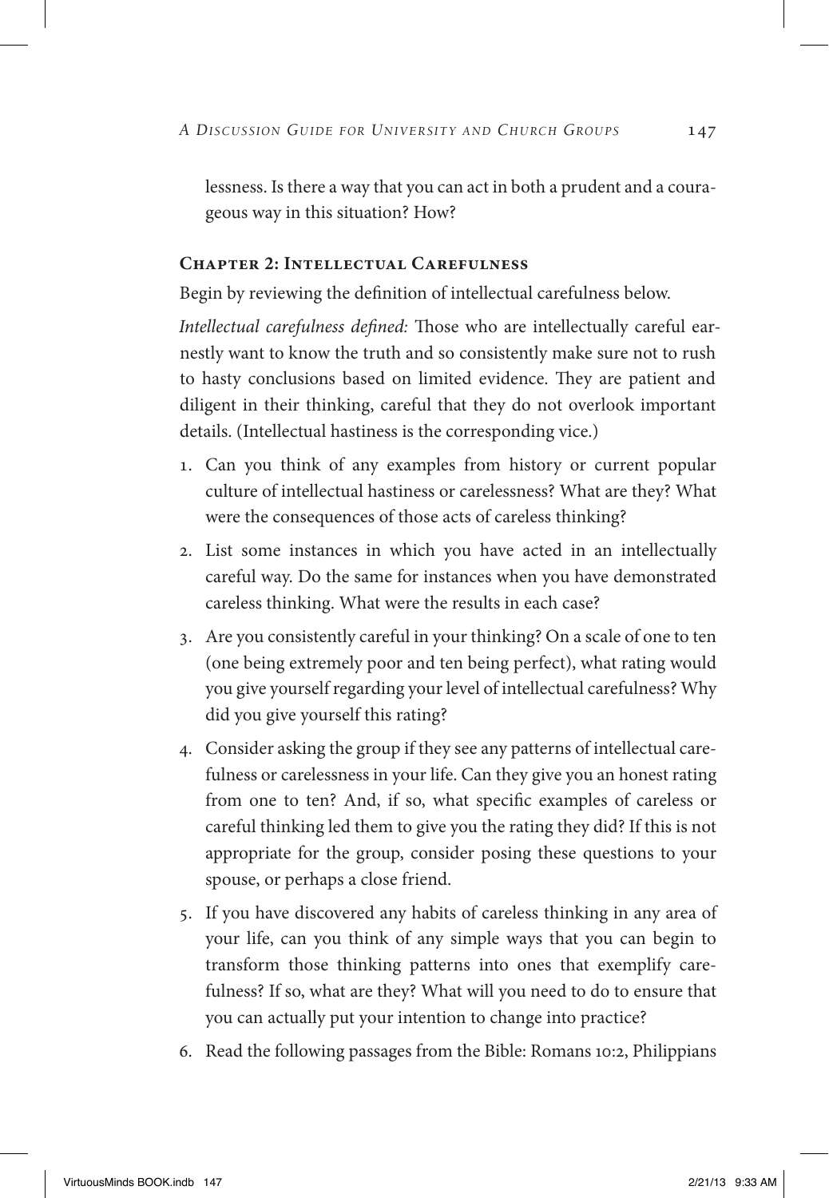lessness. Is there a way that you can act in both a prudent and a courageous way in this situation? How?

### Chapter 2: Intellectual Carefulness

Begin by reviewing the definition of intellectual carefulness below.

*Intellectual carefulness defined:* Those who are intellectually careful earnestly want to know the truth and so consistently make sure not to rush to hasty conclusions based on limited evidence. They are patient and diligent in their thinking, careful that they do not overlook important details. (Intellectual hastiness is the corresponding vice.)

1. Can you think of any examples from history or current popular culture of intellectual hastiness or carelessness? What are they? What were the consequences of those acts of careless thinking?
2. List some instances in which you have acted in an intellectually careful way. Do the same for instances when you have demonstrated careless thinking. What were the results in each case?
3. Are you consistently careful in your thinking? On a scale of one to ten (one being extremely poor and ten being perfect), what rating would you give yourself regarding your level of intellectual carefulness? Why did you give yourself this rating?
4. Consider asking the group if they see any patterns of intellectual carefulness or carelessness in your life. Can they give you an honest rating from one to ten? And, if so, what specific examples of careless or careful thinking led them to give you the rating they did? If this is not appropriate for the group, consider posing these questions to your spouse, or perhaps a close friend.
5. If you have discovered any habits of careless thinking in any area of your life, can you think of any simple ways that you can begin to transform those thinking patterns into ones that exemplify carefulness? If so, what are they? What will you need to do to ensure that you can actually put your intention to change into practice?
6. Read the following passages from the Bible: Romans 10:2, Philippians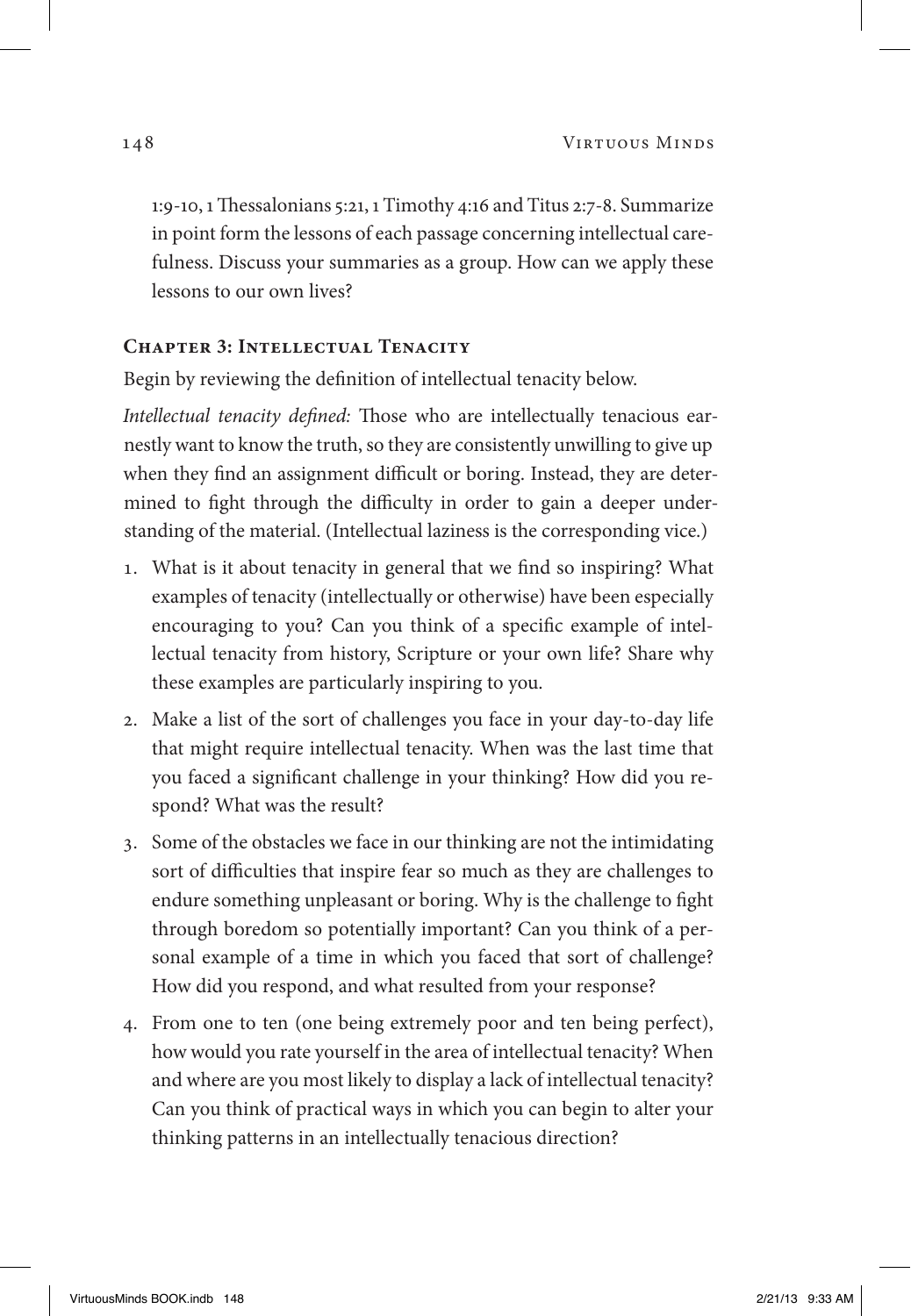1:9-10, 1 Thessalonians 5:21, 1 Timothy 4:16 and Titus 2:7-8. Summarize in point form the lessons of each passage concerning intellectual carefulness. Discuss your summaries as a group. How can we apply these lessons to our own lives?

### Chapter 3: Intellectual Tenacity

Begin by reviewing the definition of intellectual tenacity below.

*Intellectual tenacity defined:* Those who are intellectually tenacious earnestly want to know the truth, so they are consistently unwilling to give up when they find an assignment difficult or boring. Instead, they are determined to fight through the difficulty in order to gain a deeper understanding of the material. (Intellectual laziness is the corresponding vice.)

1. What is it about tenacity in general that we find so inspiring? What examples of tenacity (intellectually or otherwise) have been especially encouraging to you? Can you think of a specific example of intellectual tenacity from history, Scripture or your own life? Share why these examples are particularly inspiring to you.
2. Make a list of the sort of challenges you face in your day-to-day life that might require intellectual tenacity. When was the last time that you faced a significant challenge in your thinking? How did you respond? What was the result?
3. Some of the obstacles we face in our thinking are not the intimidating sort of difficulties that inspire fear so much as they are challenges to endure something unpleasant or boring. Why is the challenge to fight through boredom so potentially important? Can you think of a personal example of a time in which you faced that sort of challenge? How did you respond, and what resulted from your response?
4. From one to ten (one being extremely poor and ten being perfect), how would you rate yourself in the area of intellectual tenacity? When and where are you most likely to display a lack of intellectual tenacity? Can you think of practical ways in which you can begin to alter your thinking patterns in an intellectually tenacious direction?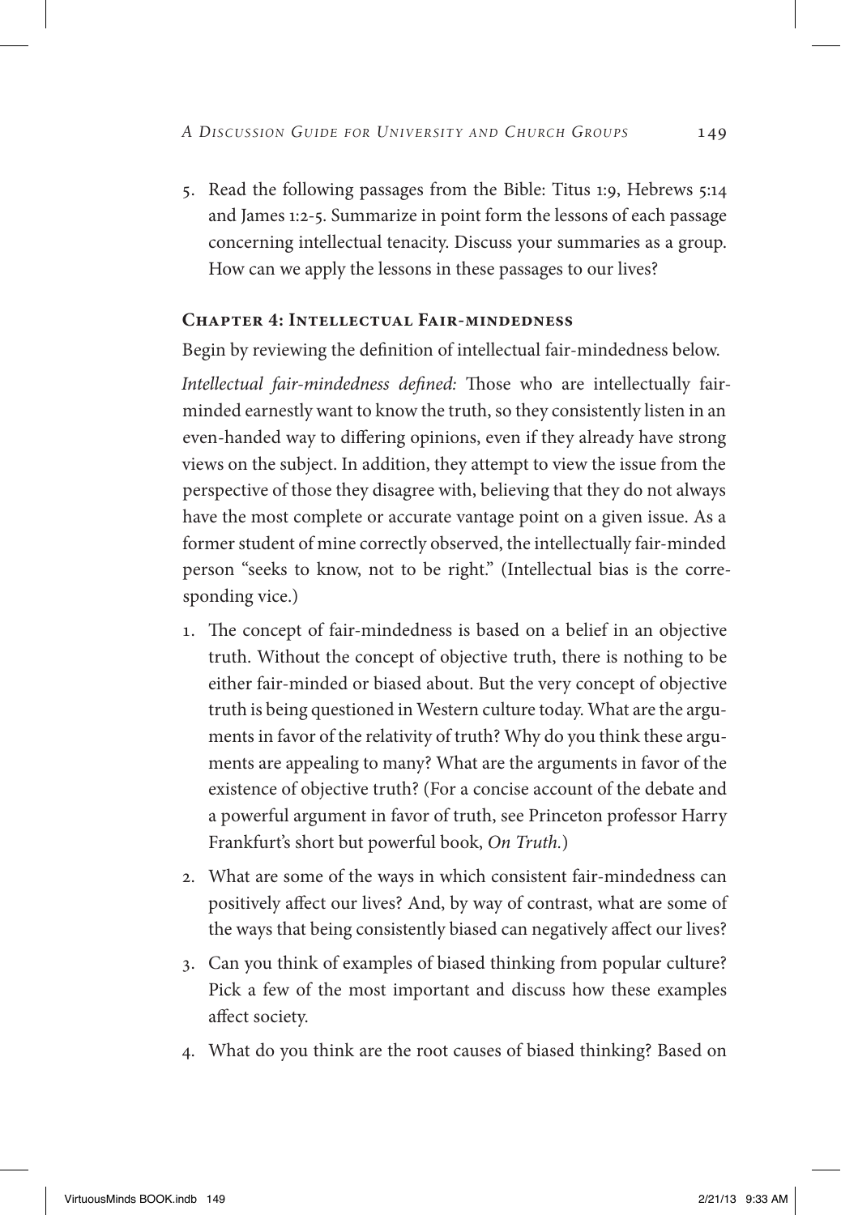5. Read the following passages from the Bible: Titus 1:9, Hebrews 5:14 and James 1:2-5. Summarize in point form the lessons of each passage concerning intellectual tenacity. Discuss your summaries as a group. How can we apply the lessons in these passages to our lives?

### Chapter 4: Intellectual Fair-mindedness

Begin by reviewing the definition of intellectual fair-mindedness below.

*Intellectual fair-mindedness defined:* Those who are intellectually fair-minded earnestly want to know the truth, so they consistently listen in an even-handed way to differing opinions, even if they already have strong views on the subject. In addition, they attempt to view the issue from the perspective of those they disagree with, believing that they do not always have the most complete or accurate vantage point on a given issue. As a former student of mine correctly observed, the intellectually fair-minded person "seeks to know, not to be right." (Intellectual bias is the corresponding vice.)

1. The concept of fair-mindedness is based on a belief in an objective truth. Without the concept of objective truth, there is nothing to be either fair-minded or biased about. But the very concept of objective truth is being questioned in Western culture today. What are the arguments in favor of the relativity of truth? Why do you think these arguments are appealing to many? What are the arguments in favor of the existence of objective truth? (For a concise account of the debate and a powerful argument in favor of truth, see Princeton professor Harry Frankfurt's short but powerful book, *On Truth.*)
2. What are some of the ways in which consistent fair-mindedness can positively affect our lives? And, by way of contrast, what are some of the ways that being consistently biased can negatively affect our lives?
3. Can you think of examples of biased thinking from popular culture? Pick a few of the most important and discuss how these examples affect society.
4. What do you think are the root causes of biased thinking? Based on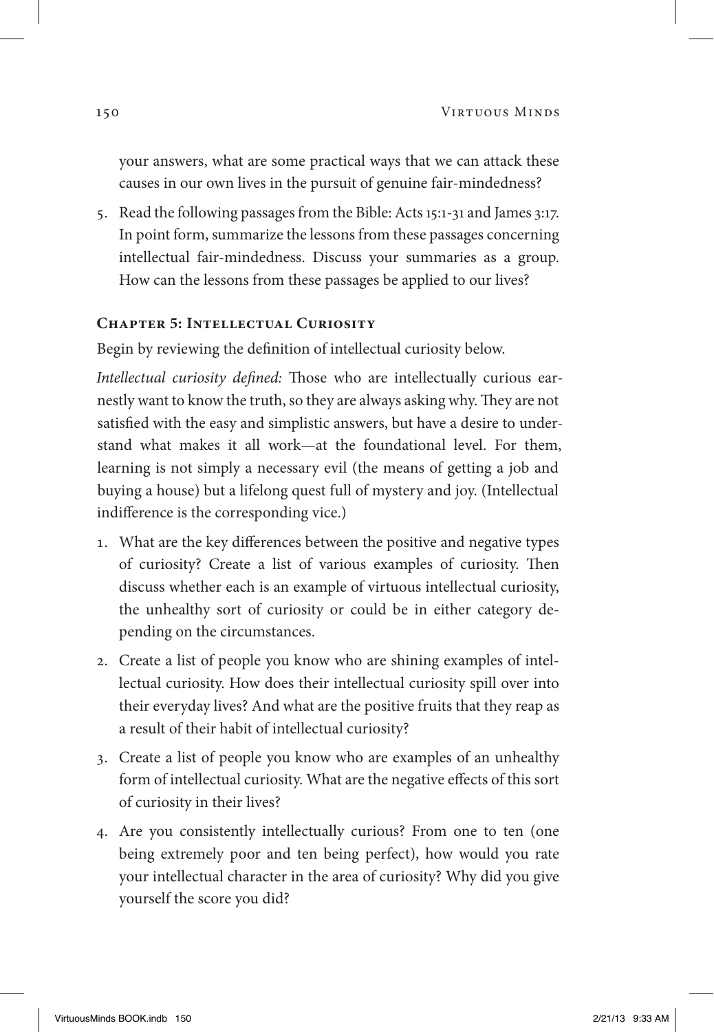your answers, what are some practical ways that we can attack these causes in our own lives in the pursuit of genuine fair-mindedness?

5. Read the following passages from the Bible: Acts 15:1-31 and James 3:17. In point form, summarize the lessons from these passages concerning intellectual fair-mindedness. Discuss your summaries as a group. How can the lessons from these passages be applied to our lives?

### Chapter 5: Intellectual Curiosity

Begin by reviewing the definition of intellectual curiosity below.

*Intellectual curiosity defined:* Those who are intellectually curious earnestly want to know the truth, so they are always asking why. They are not satisfied with the easy and simplistic answers, but have a desire to understand what makes it all work—at the foundational level. For them, learning is not simply a necessary evil (the means of getting a job and buying a house) but a lifelong quest full of mystery and joy. (Intellectual indifference is the corresponding vice.)

1. What are the key differences between the positive and negative types of curiosity? Create a list of various examples of curiosity. Then discuss whether each is an example of virtuous intellectual curiosity, the unhealthy sort of curiosity or could be in either category depending on the circumstances.
2. Create a list of people you know who are shining examples of intellectual curiosity. How does their intellectual curiosity spill over into their everyday lives? And what are the positive fruits that they reap as a result of their habit of intellectual curiosity?
3. Create a list of people you know who are examples of an unhealthy form of intellectual curiosity. What are the negative effects of this sort of curiosity in their lives?
4. Are you consistently intellectually curious? From one to ten (one being extremely poor and ten being perfect), how would you rate your intellectual character in the area of curiosity? Why did you give yourself the score you did?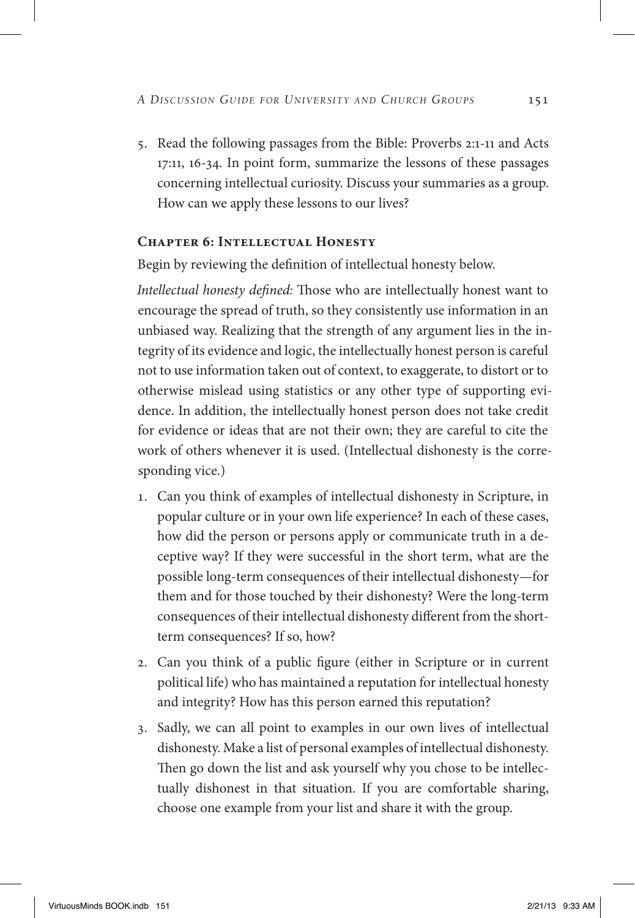5. Read the following passages from the Bible: Proverbs 2:1-11 and Acts 17:11, 16-34. In point form, summarize the lessons of these passages concerning intellectual curiosity. Discuss your summaries as a group. How can we apply these lessons to our lives?

### Chapter 6: Intellectual Honesty

Begin by reviewing the definition of intellectual honesty below.

*Intellectual honesty defined:* Those who are intellectually honest want to encourage the spread of truth, so they consistently use information in an unbiased way. Realizing that the strength of any argument lies in the integrity of its evidence and logic, the intellectually honest person is careful not to use information taken out of context, to exaggerate, to distort or to otherwise mislead using statistics or any other type of supporting evidence. In addition, the intellectually honest person does not take credit for evidence or ideas that are not their own; they are careful to cite the work of others whenever it is used. (Intellectual dishonesty is the corresponding vice.)

1. Can you think of examples of intellectual dishonesty in Scripture, in popular culture or in your own life experience? In each of these cases, how did the person or persons apply or communicate truth in a deceptive way? If they were successful in the short term, what are the possible long-term consequences of their intellectual dishonesty—for them and for those touched by their dishonesty? Were the long-term consequences of their intellectual dishonesty different from the short-term consequences? If so, how?

2. Can you think of a public figure (either in Scripture or in current political life) who has maintained a reputation for intellectual honesty and integrity? How has this person earned this reputation?

3. Sadly, we can all point to examples in our own lives of intellectual dishonesty. Make a list of personal examples of intellectual dishonesty. Then go down the list and ask yourself why you chose to be intellectually dishonest in that situation. If you are comfortable sharing, choose one example from your list and share it with the group.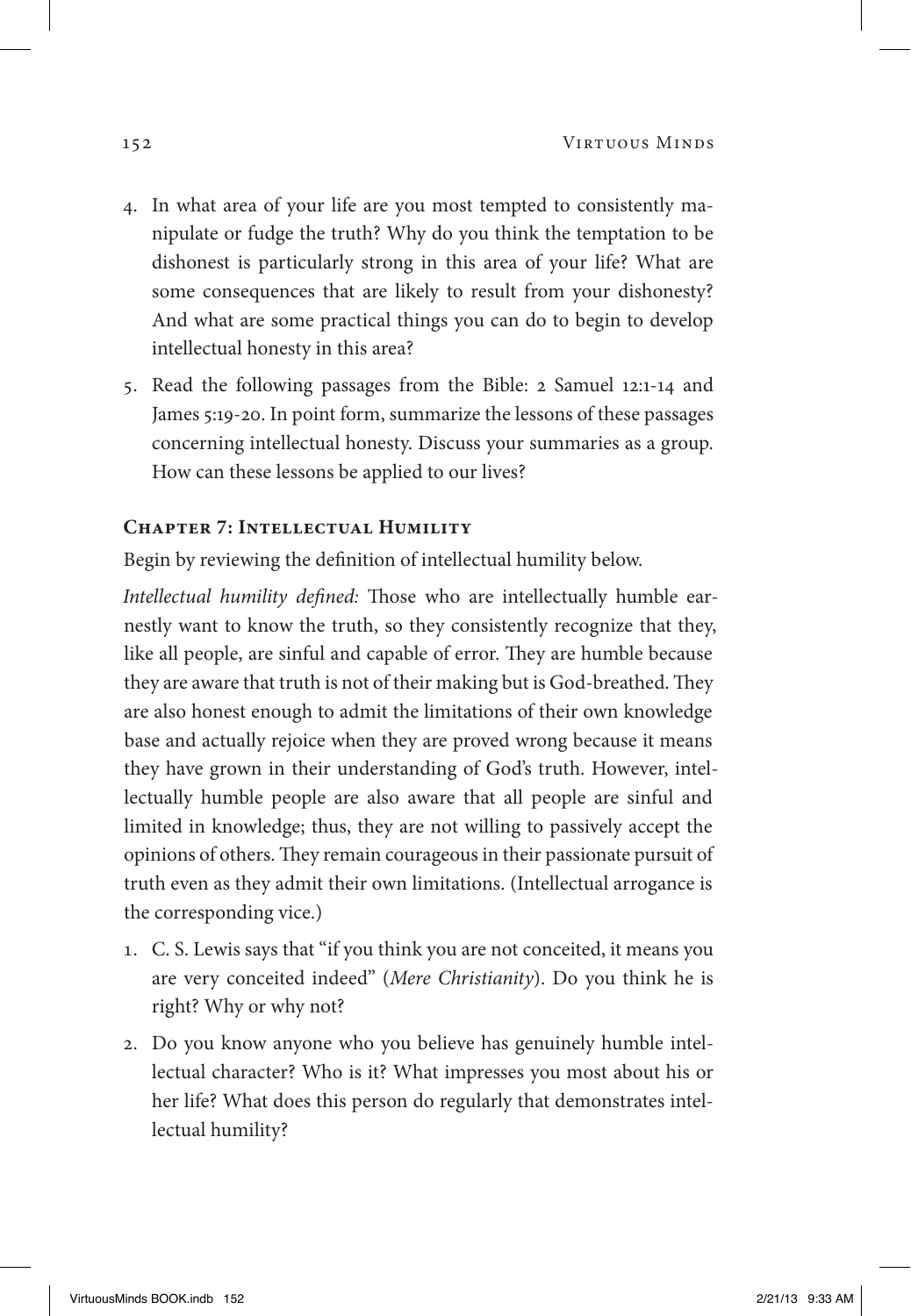4. In what area of your life are you most tempted to consistently manipulate or fudge the truth? Why do you think the temptation to be dishonest is particularly strong in this area of your life? What are some consequences that are likely to result from your dishonesty? And what are some practical things you can do to begin to develop intellectual honesty in this area?

5. Read the following passages from the Bible: 2 Samuel 12:1-14 and James 5:19-20. In point form, summarize the lessons of these passages concerning intellectual honesty. Discuss your summaries as a group. How can these lessons be applied to our lives?

### Chapter 7: Intellectual Humility

Begin by reviewing the definition of intellectual humility below.

*Intellectual humility defined:* Those who are intellectually humble earnestly want to know the truth, so they consistently recognize that they, like all people, are sinful and capable of error. They are humble because they are aware that truth is not of their making but is God-breathed. They are also honest enough to admit the limitations of their own knowledge base and actually rejoice when they are proved wrong because it means they have grown in their understanding of God's truth. However, intellectually humble people are also aware that all people are sinful and limited in knowledge; thus, they are not willing to passively accept the opinions of others. They remain courageous in their passionate pursuit of truth even as they admit their own limitations. (Intellectual arrogance is the corresponding vice.)

1. C. S. Lewis says that "if you think you are not conceited, it means you are very conceited indeed" (*Mere Christianity*). Do you think he is right? Why or why not?

2. Do you know anyone who you believe has genuinely humble intellectual character? Who is it? What impresses you most about his or her life? What does this person do regularly that demonstrates intellectual humility?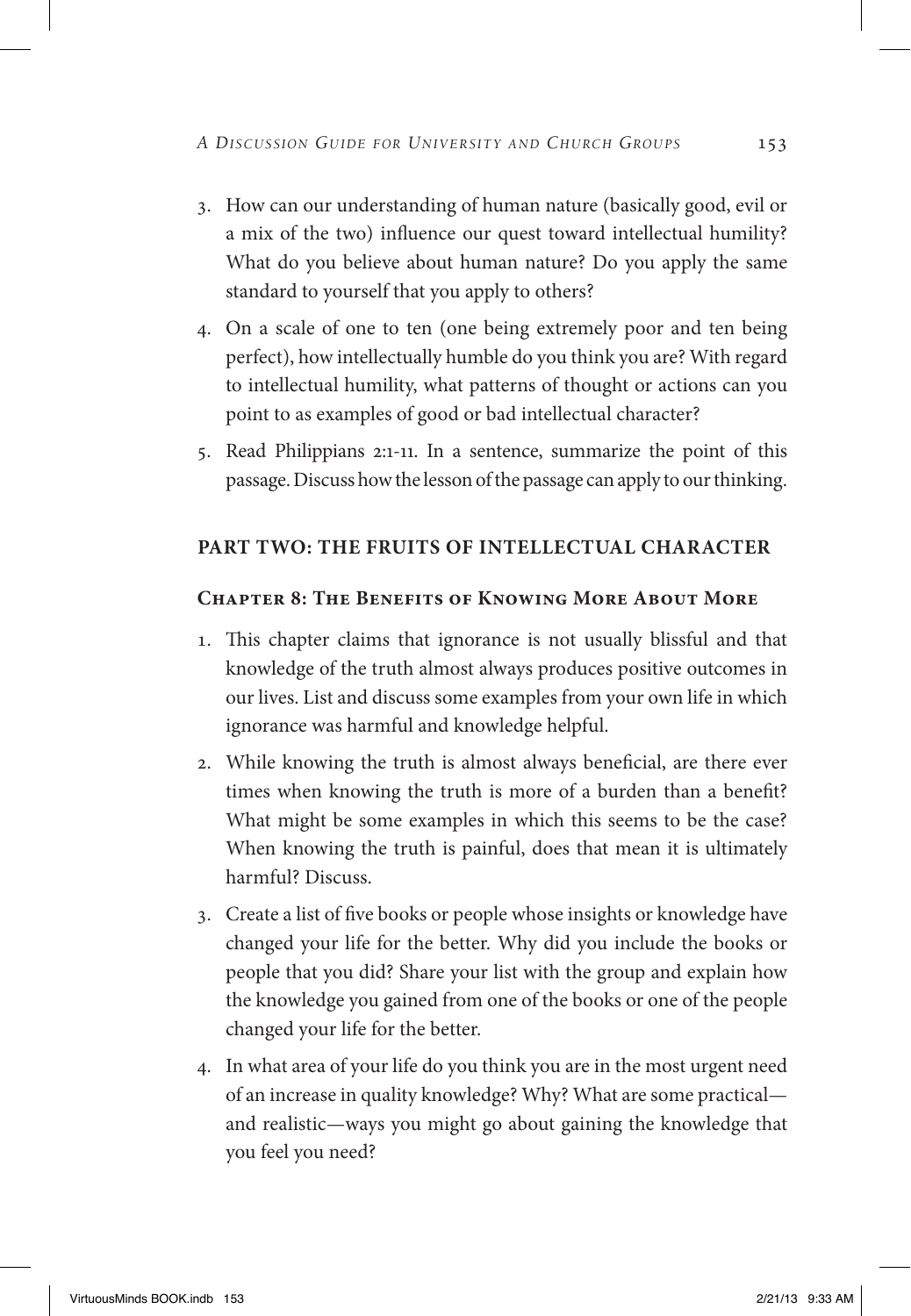3. How can our understanding of human nature (basically good, evil or a mix of the two) influence our quest toward intellectual humility? What do you believe about human nature? Do you apply the same standard to yourself that you apply to others?
4. On a scale of one to ten (one being extremely poor and ten being perfect), how intellectually humble do you think you are? With regard to intellectual humility, what patterns of thought or actions can you point to as examples of good or bad intellectual character?
5. Read Philippians 2:1-11. In a sentence, summarize the point of this passage. Discuss how the lesson of the passage can apply to our thinking.

## PART TWO: THE FRUITS OF INTELLECTUAL CHARACTER

### Chapter 8: The Benefits of Knowing More About More

1. This chapter claims that ignorance is not usually blissful and that knowledge of the truth almost always produces positive outcomes in our lives. List and discuss some examples from your own life in which ignorance was harmful and knowledge helpful.
2. While knowing the truth is almost always beneficial, are there ever times when knowing the truth is more of a burden than a benefit? What might be some examples in which this seems to be the case? When knowing the truth is painful, does that mean it is ultimately harmful? Discuss.
3. Create a list of five books or people whose insights or knowledge have changed your life for the better. Why did you include the books or people that you did? Share your list with the group and explain how the knowledge you gained from one of the books or one of the people changed your life for the better.
4. In what area of your life do you think you are in the most urgent need of an increase in quality knowledge? Why? What are some practical—and realistic—ways you might go about gaining the knowledge that you feel you need?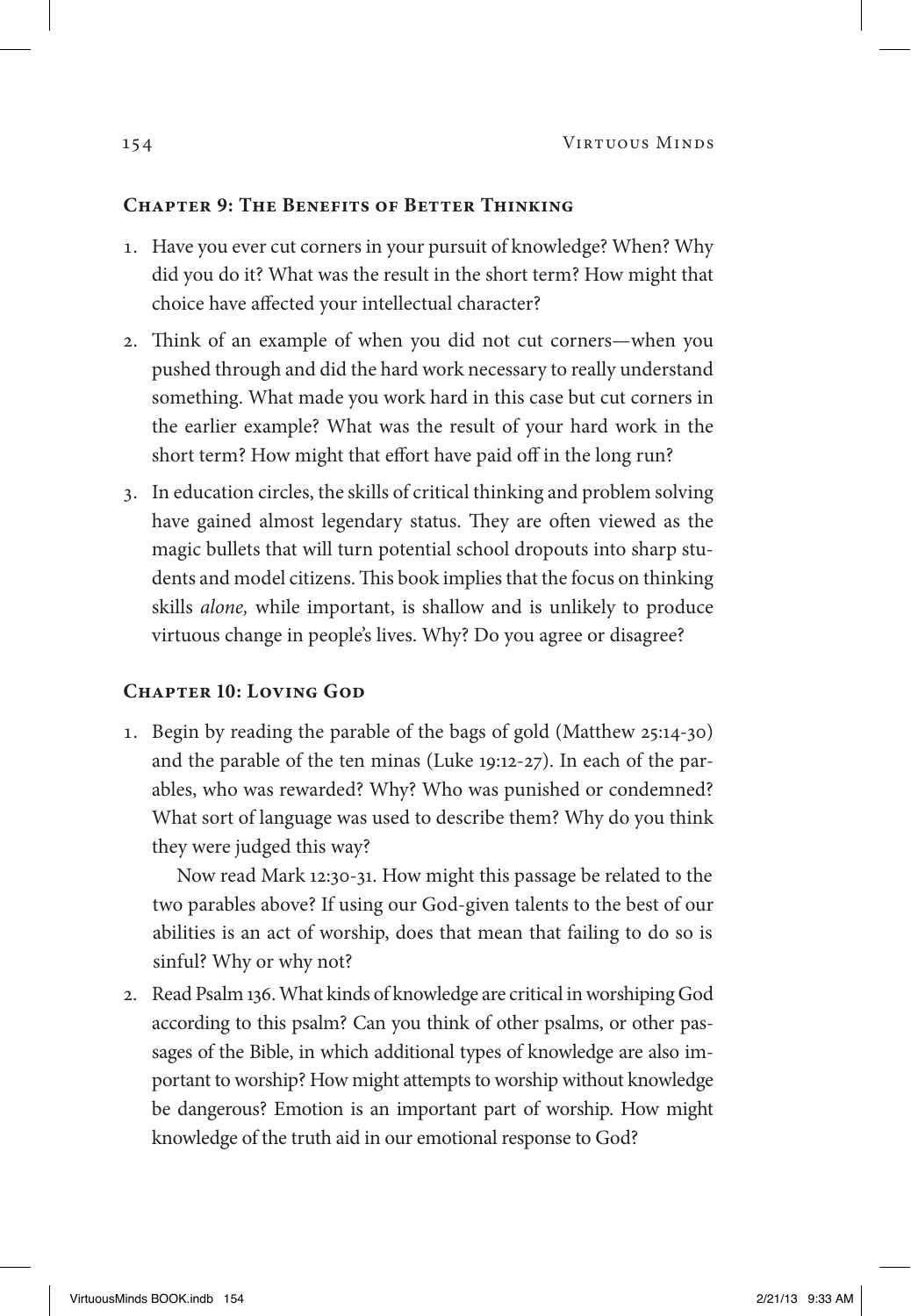## Chapter 9: The Benefits of Better Thinking

1. Have you ever cut corners in your pursuit of knowledge? When? Why did you do it? What was the result in the short term? How might that choice have affected your intellectual character?
2. Think of an example of when you did not cut corners—when you pushed through and did the hard work necessary to really understand something. What made you work hard in this case but cut corners in the earlier example? What was the result of your hard work in the short term? How might that effort have paid off in the long run?
3. In education circles, the skills of critical thinking and problem solving have gained almost legendary status. They are often viewed as the magic bullets that will turn potential school dropouts into sharp students and model citizens. This book implies that the focus on thinking skills *alone,* while important, is shallow and is unlikely to produce virtuous change in people's lives. Why? Do you agree or disagree?

## Chapter 10: Loving God

1. Begin by reading the parable of the bags of gold (Matthew 25:14-30) and the parable of the ten minas (Luke 19:12-27). In each of the parables, who was rewarded? Why? Who was punished or condemned? What sort of language was used to describe them? Why do you think they were judged this way?

   Now read Mark 12:30-31. How might this passage be related to the two parables above? If using our God-given talents to the best of our abilities is an act of worship, does that mean that failing to do so is sinful? Why or why not?
2. Read Psalm 136. What kinds of knowledge are critical in worshiping God according to this psalm? Can you think of other psalms, or other passages of the Bible, in which additional types of knowledge are also important to worship? How might attempts to worship without knowledge be dangerous? Emotion is an important part of worship. How might knowledge of the truth aid in our emotional response to God?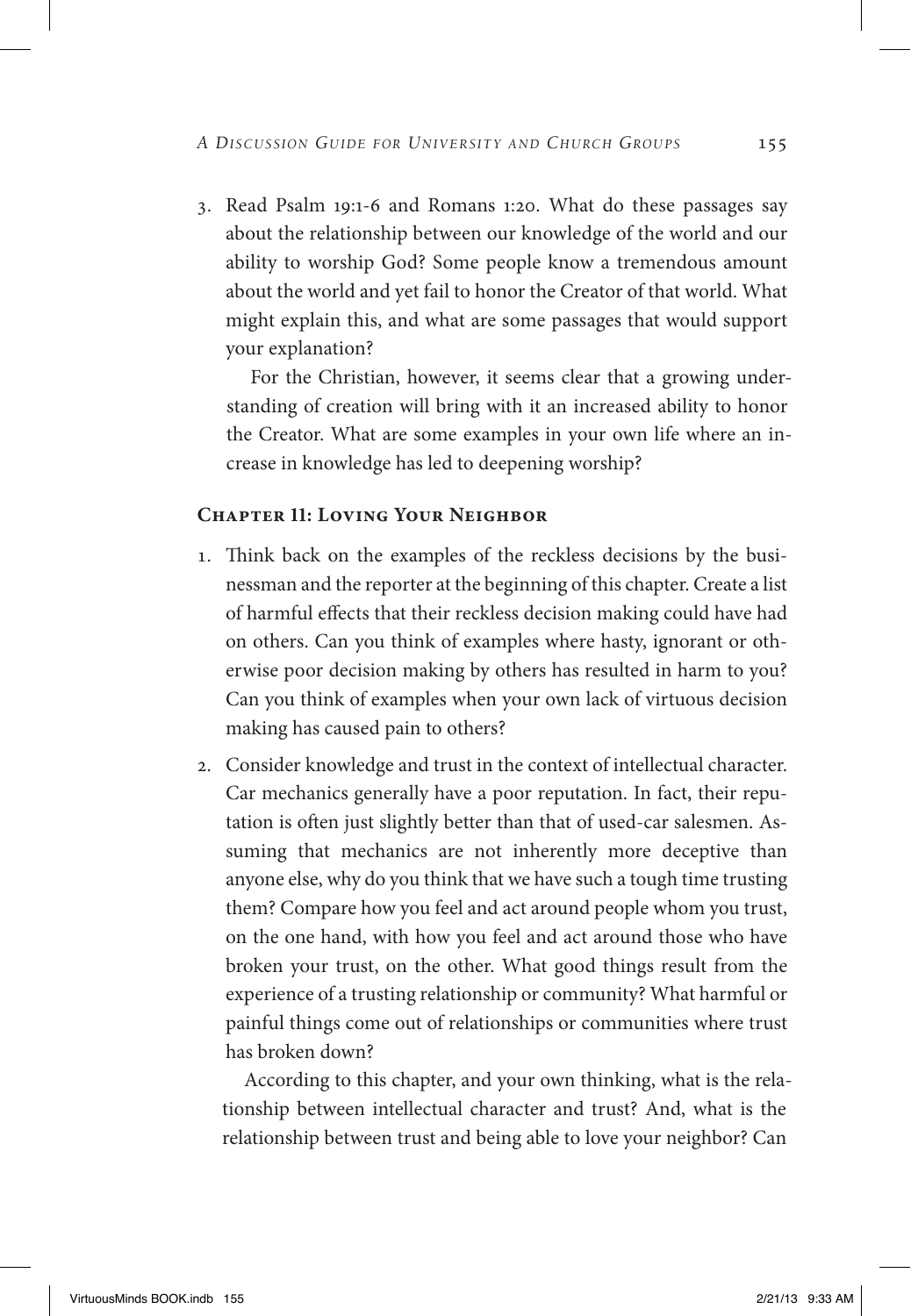3. Read Psalm 19:1-6 and Romans 1:20. What do these passages say about the relationship between our knowledge of the world and our ability to worship God? Some people know a tremendous amount about the world and yet fail to honor the Creator of that world. What might explain this, and what are some passages that would support your explanation?

   For the Christian, however, it seems clear that a growing understanding of creation will bring with it an increased ability to honor the Creator. What are some examples in your own life where an increase in knowledge has led to deepening worship?

### Chapter 11: Loving Your Neighbor

1. Think back on the examples of the reckless decisions by the businessman and the reporter at the beginning of this chapter. Create a list of harmful effects that their reckless decision making could have had on others. Can you think of examples where hasty, ignorant or otherwise poor decision making by others has resulted in harm to you? Can you think of examples when your own lack of virtuous decision making has caused pain to others?

2. Consider knowledge and trust in the context of intellectual character. Car mechanics generally have a poor reputation. In fact, their reputation is often just slightly better than that of used-car salesmen. Assuming that mechanics are not inherently more deceptive than anyone else, why do you think that we have such a tough time trusting them? Compare how you feel and act around people whom you trust, on the one hand, with how you feel and act around those who have broken your trust, on the other. What good things result from the experience of a trusting relationship or community? What harmful or painful things come out of relationships or communities where trust has broken down?

   According to this chapter, and your own thinking, what is the relationship between intellectual character and trust? And, what is the relationship between trust and being able to love your neighbor? Can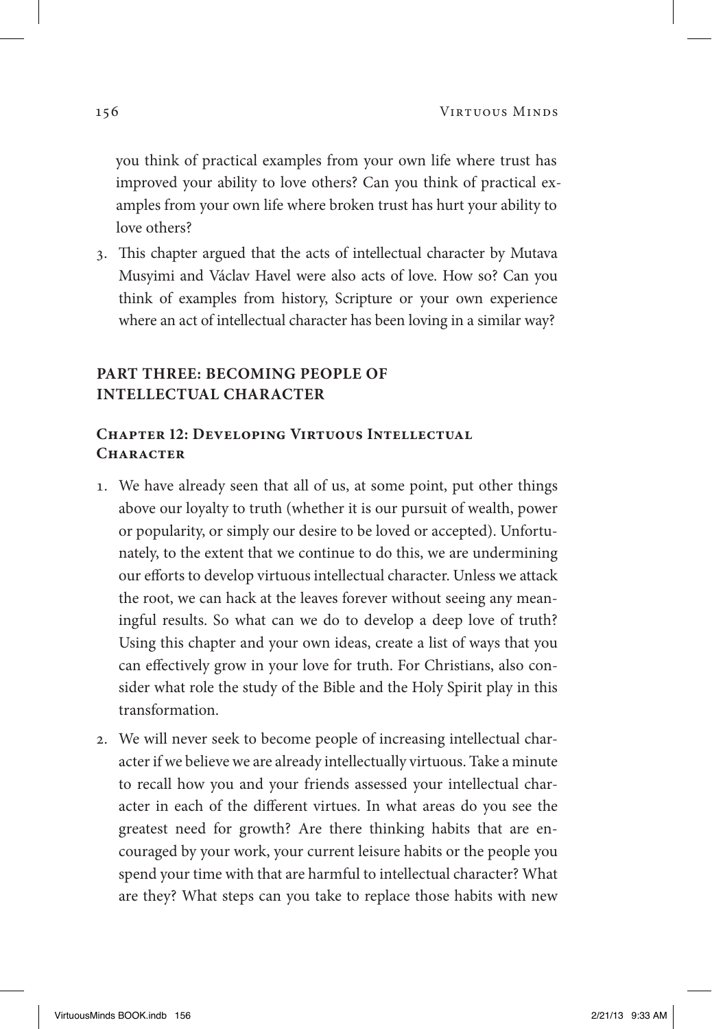you think of practical examples from your own life where trust has improved your ability to love others? Can you think of practical examples from your own life where broken trust has hurt your ability to love others?

3. This chapter argued that the acts of intellectual character by Mutava Musyimi and Václav Havel were also acts of love. How so? Can you think of examples from history, Scripture or your own experience where an act of intellectual character has been loving in a similar way?

## PART THREE: BECOMING PEOPLE OF INTELLECTUAL CHARACTER

### Chapter 12: Developing Virtuous Intellectual Character

1. We have already seen that all of us, at some point, put other things above our loyalty to truth (whether it is our pursuit of wealth, power or popularity, or simply our desire to be loved or accepted). Unfortunately, to the extent that we continue to do this, we are undermining our efforts to develop virtuous intellectual character. Unless we attack the root, we can hack at the leaves forever without seeing any meaningful results. So what can we do to develop a deep love of truth? Using this chapter and your own ideas, create a list of ways that you can effectively grow in your love for truth. For Christians, also consider what role the study of the Bible and the Holy Spirit play in this transformation.

2. We will never seek to become people of increasing intellectual character if we believe we are already intellectually virtuous. Take a minute to recall how you and your friends assessed your intellectual character in each of the different virtues. In what areas do you see the greatest need for growth? Are there thinking habits that are encouraged by your work, your current leisure habits or the people you spend your time with that are harmful to intellectual character? What are they? What steps can you take to replace those habits with new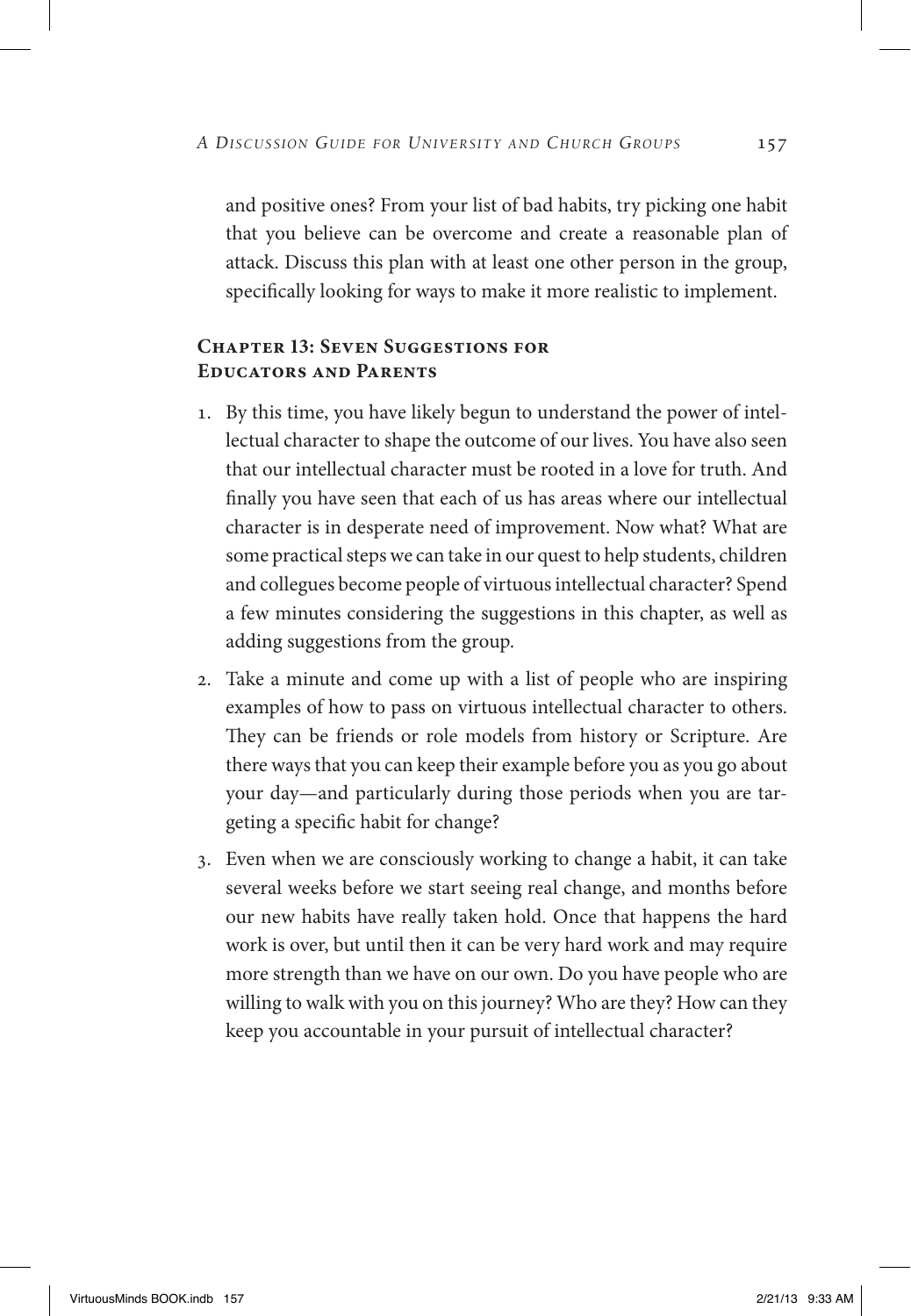and positive ones? From your list of bad habits, try picking one habit that you believe can be overcome and create a reasonable plan of attack. Discuss this plan with at least one other person in the group, specifically looking for ways to make it more realistic to implement.

### Chapter 13: Seven Suggestions for Educators and Parents

1. By this time, you have likely begun to understand the power of intellectual character to shape the outcome of our lives. You have also seen that our intellectual character must be rooted in a love for truth. And finally you have seen that each of us has areas where our intellectual character is in desperate need of improvement. Now what? What are some practical steps we can take in our quest to help students, children and collegues become people of virtuous intellectual character? Spend a few minutes considering the suggestions in this chapter, as well as adding suggestions from the group.

2. Take a minute and come up with a list of people who are inspiring examples of how to pass on virtuous intellectual character to others. They can be friends or role models from history or Scripture. Are there ways that you can keep their example before you as you go about your day—and particularly during those periods when you are targeting a specific habit for change?

3. Even when we are consciously working to change a habit, it can take several weeks before we start seeing real change, and months before our new habits have really taken hold. Once that happens the hard work is over, but until then it can be very hard work and may require more strength than we have on our own. Do you have people who are willing to walk with you on this journey? Who are they? How can they keep you accountable in your pursuit of intellectual character?